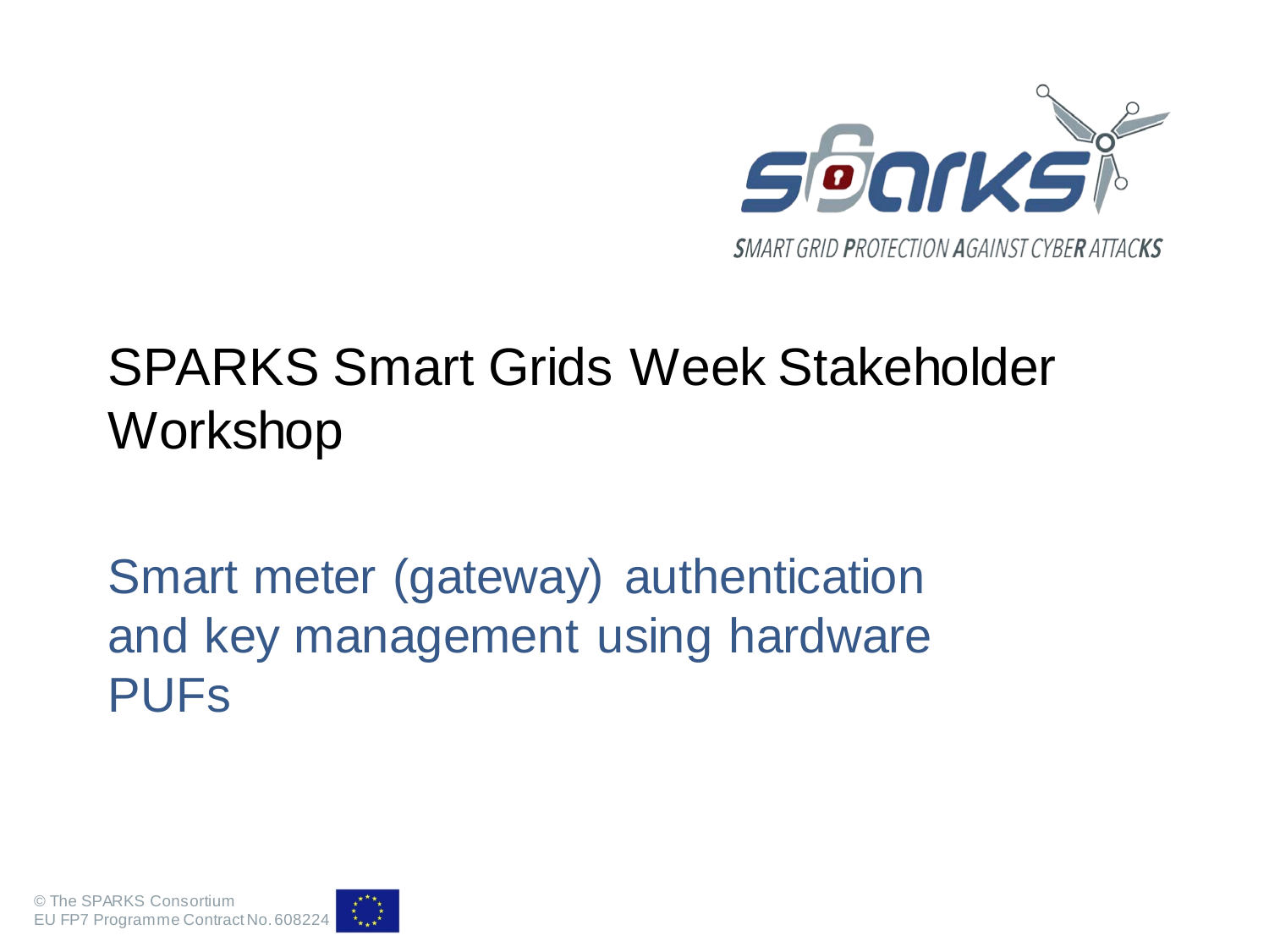SMART GRID PROTECTION AGAINST CYBER ATTACKS

# SPARKS Smart Grids Week Stakeholder Workshop

## Smart meter (gateway) authentication and key management using hardware PUFs

© The SPARKS Consortium
EU FP7 Programme Contract No. 608224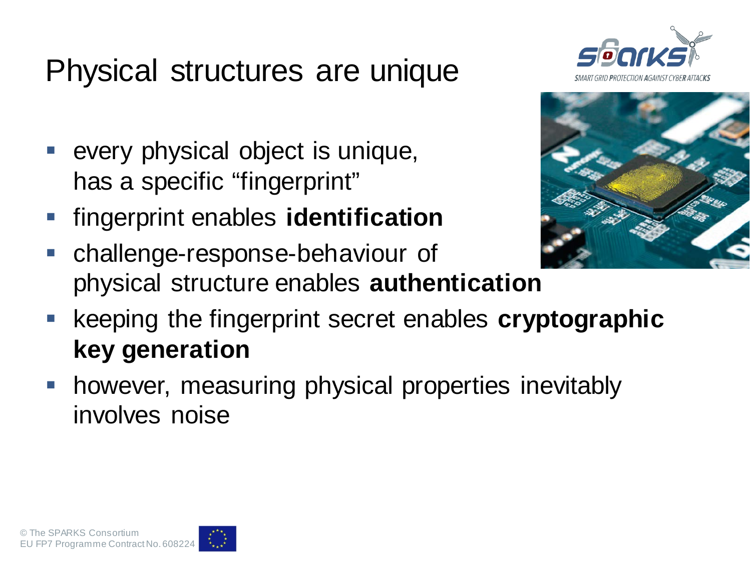# Physical structures are unique

- every physical object is unique, has a specific "fingerprint"
- fingerprint enables **identification**
- challenge-response-behaviour of physical structure enables **authentication**
- keeping the fingerprint secret enables **cryptographic key generation**
- however, measuring physical properties inevitably involves noise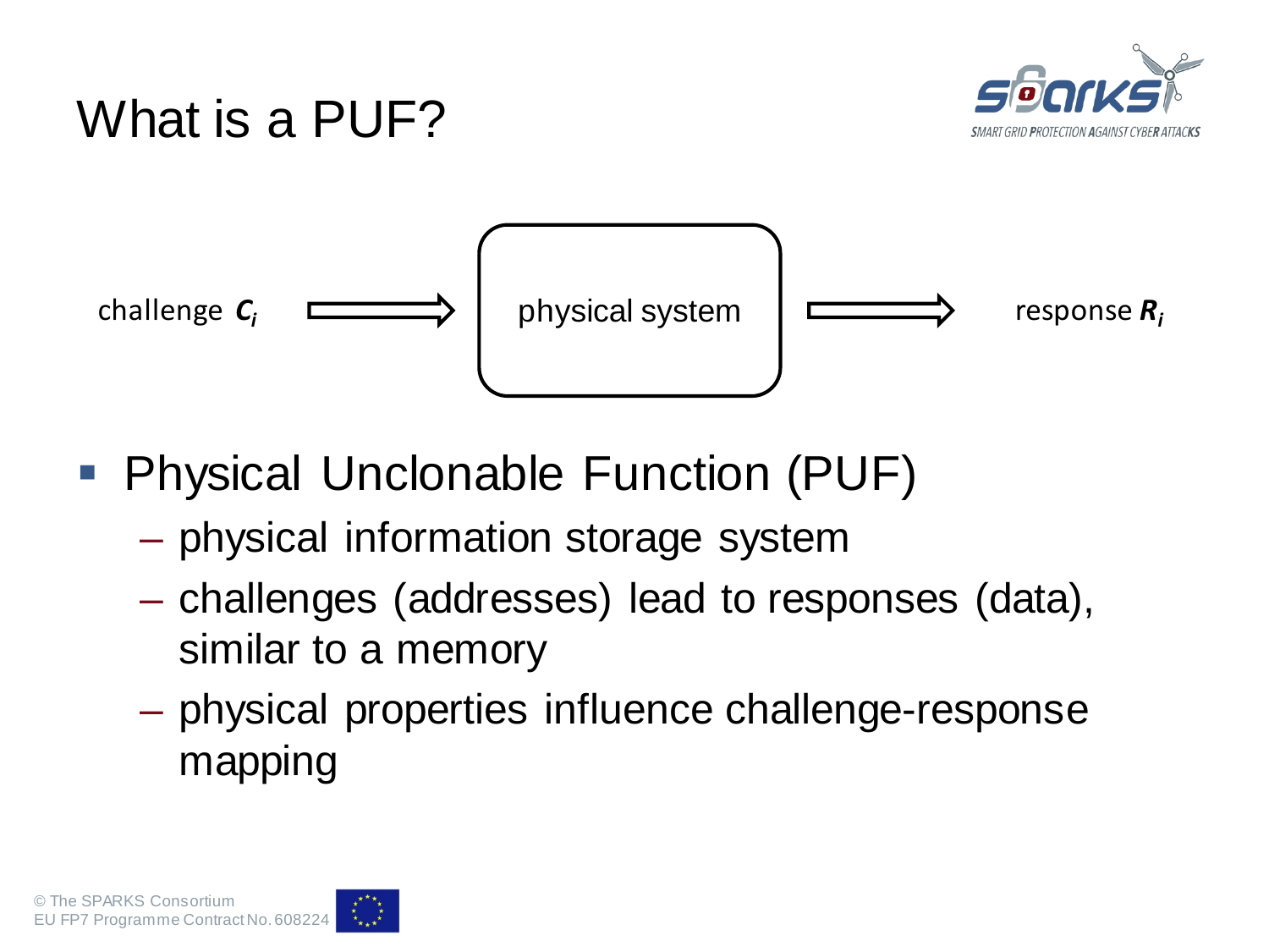# What is a PUF?

challenge $C_i$ ⟹ physical system ⟹ response $R_i$

- Physical Unclonable Function (PUF)
  - physical information storage system
  - challenges (addresses) lead to responses (data), similar to a memory
  - physical properties influence challenge-response mapping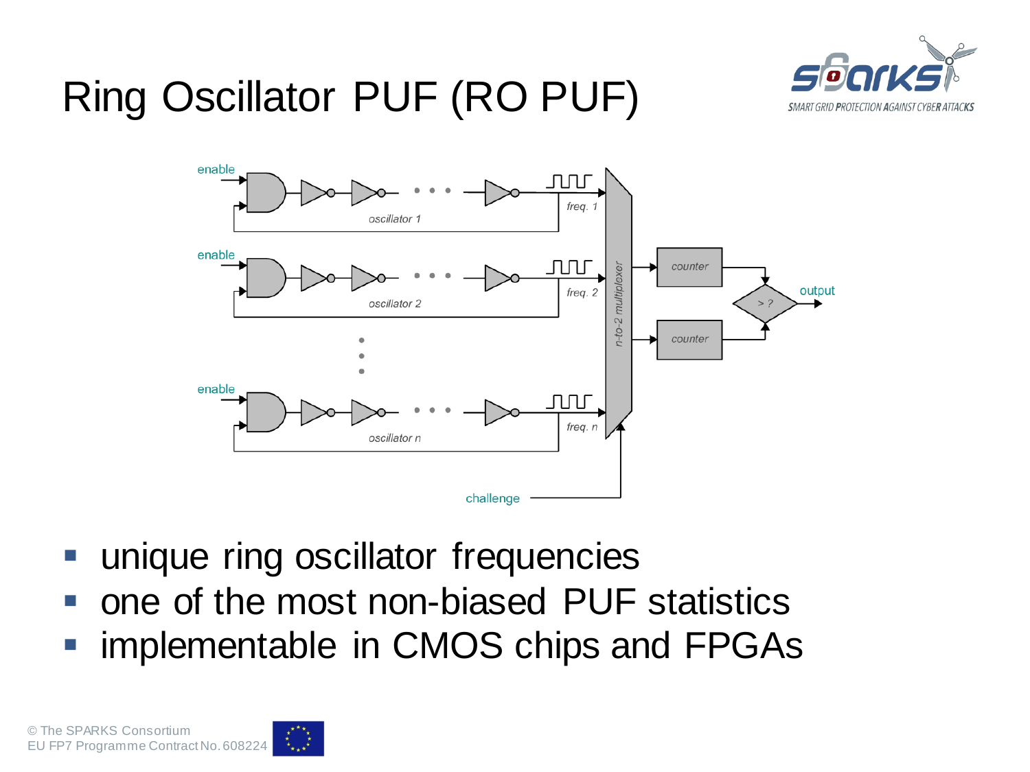# Ring Oscillator PUF (RO PUF)

- unique ring oscillator frequencies
- one of the most non-biased PUF statistics
- implementable in CMOS chips and FPGAs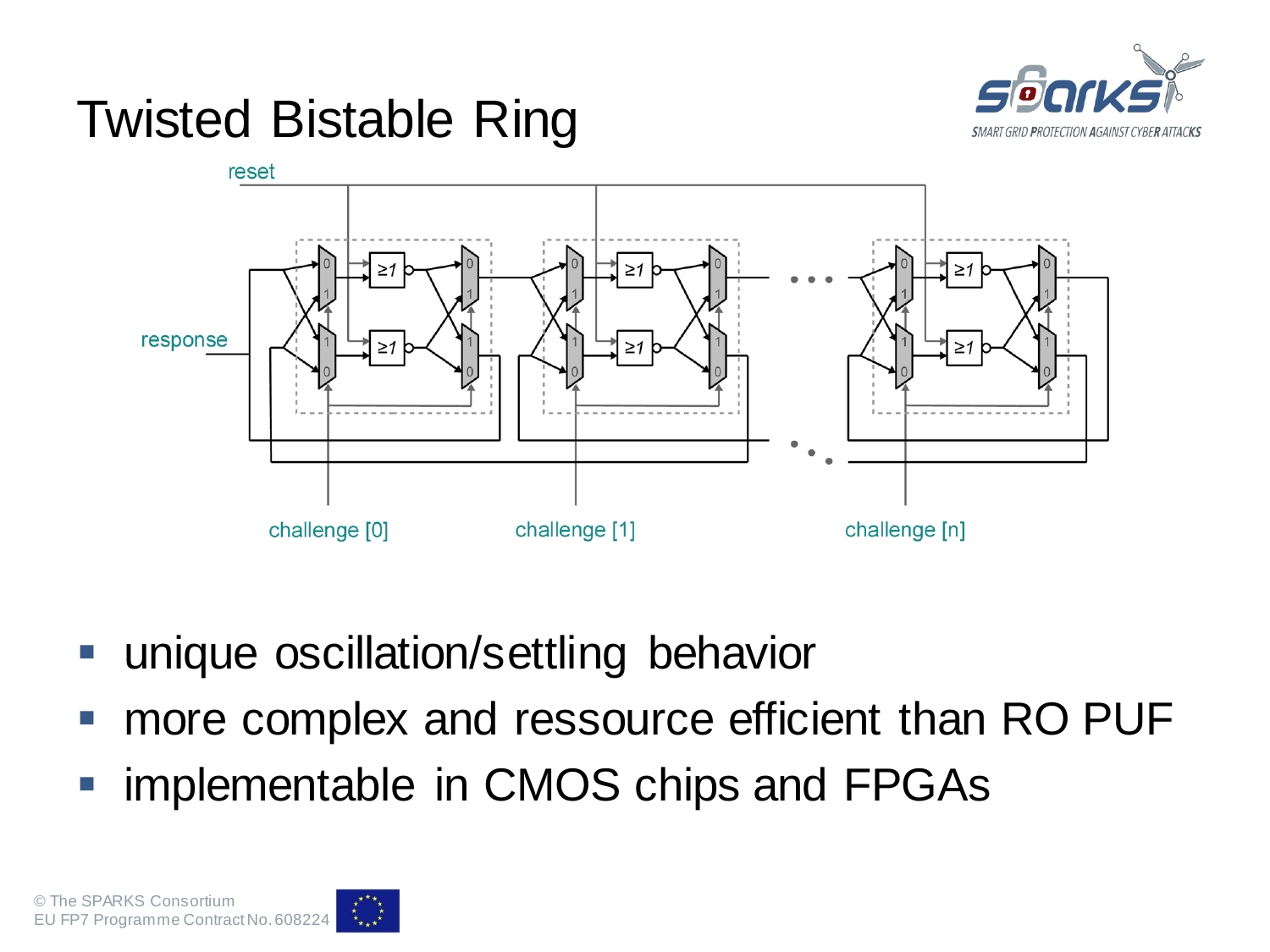# Twisted Bistable Ring

- unique oscillation/settling behavior
- more complex and ressource efficient than RO PUF
- implementable in CMOS chips and FPGAs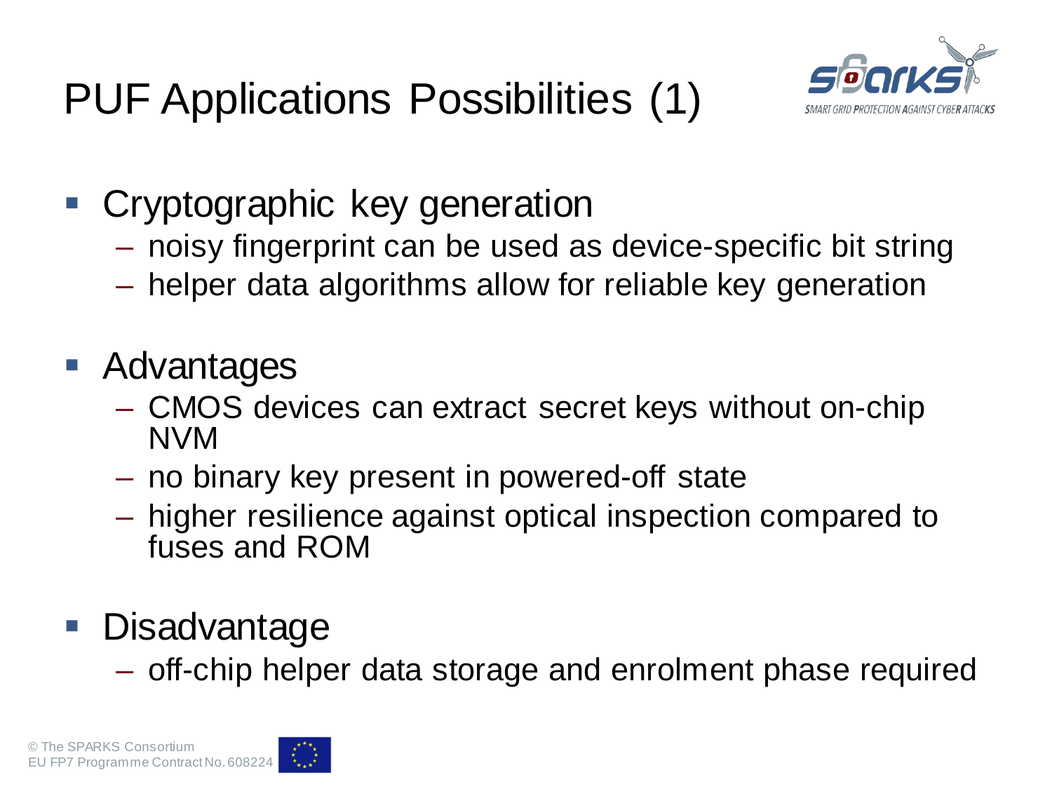# PUF Applications Possibilities (1)

- Cryptographic key generation
  - noisy fingerprint can be used as device-specific bit string
  - helper data algorithms allow for reliable key generation
- Advantages
  - CMOS devices can extract secret keys without on-chip NVM
  - no binary key present in powered-off state
  - higher resilience against optical inspection compared to fuses and ROM
- Disadvantage
  - off-chip helper data storage and enrolment phase required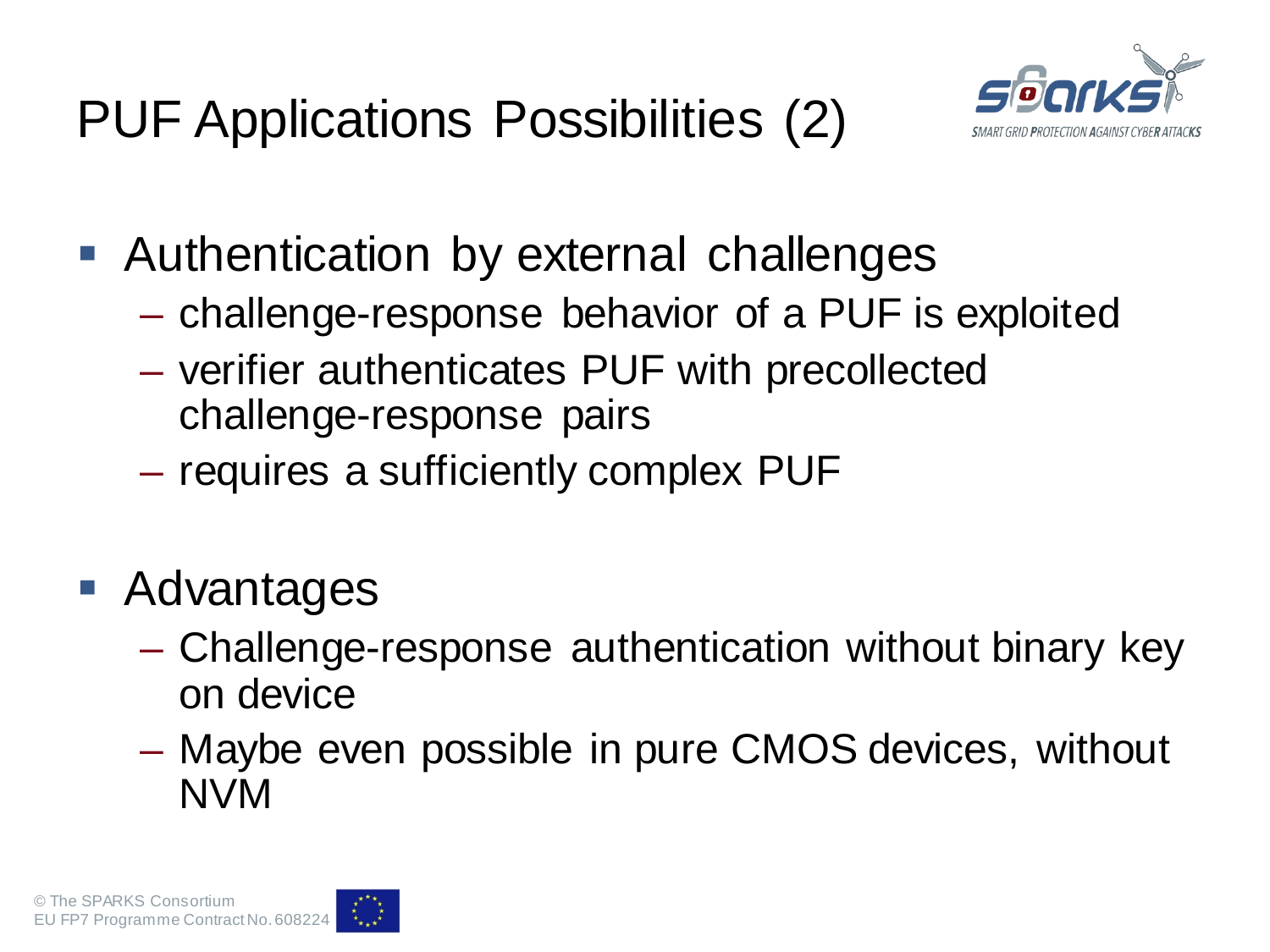# PUF Applications Possibilities (2)

- Authentication by external challenges
  - challenge-response behavior of a PUF is exploited
  - verifier authenticates PUF with precollected challenge-response pairs
  - requires a sufficiently complex PUF

- Advantages
  - Challenge-response authentication without binary key on device
  - Maybe even possible in pure CMOS devices, without NVM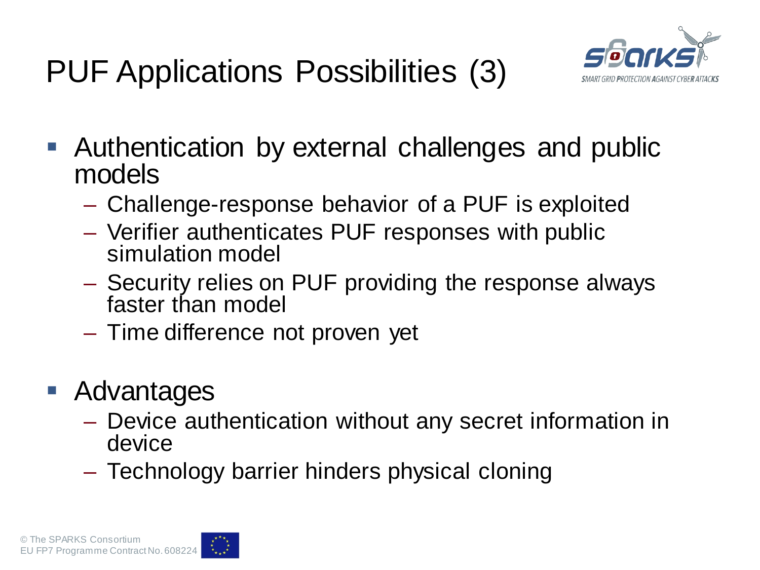# PUF Applications Possibilities (3)

- Authentication by external challenges and public models
  - Challenge-response behavior of a PUF is exploited
  - Verifier authenticates PUF responses with public simulation model
  - Security relies on PUF providing the response always faster than model
  - Time difference not proven yet
- Advantages
  - Device authentication without any secret information in device
  - Technology barrier hinders physical cloning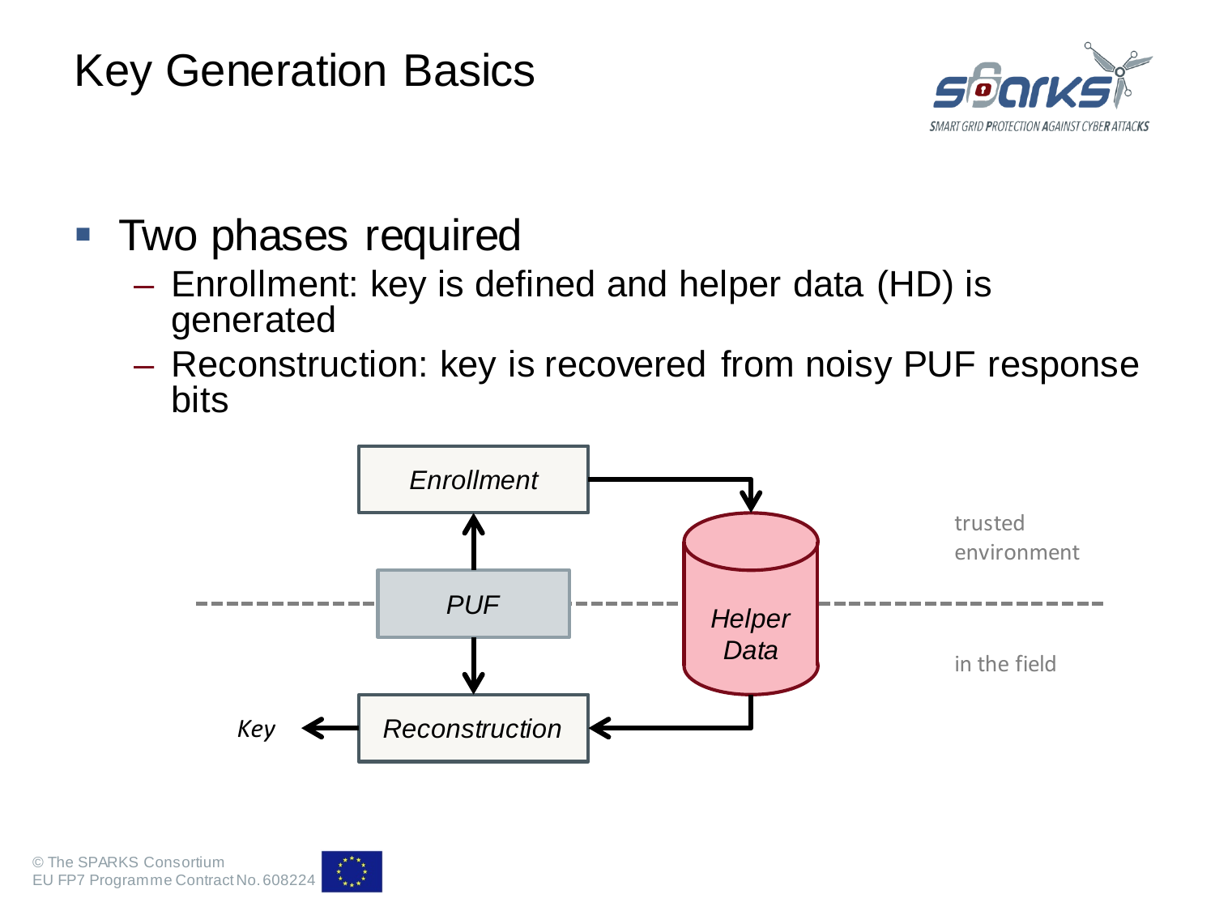# Key Generation Basics

- Two phases required
  - Enrollment: key is defined and helper data (HD) is generated
  - Reconstruction: key is recovered from noisy PUF response bits

Enrollment

PUF

Helper Data

Reconstruction

Key

trusted environment

in the field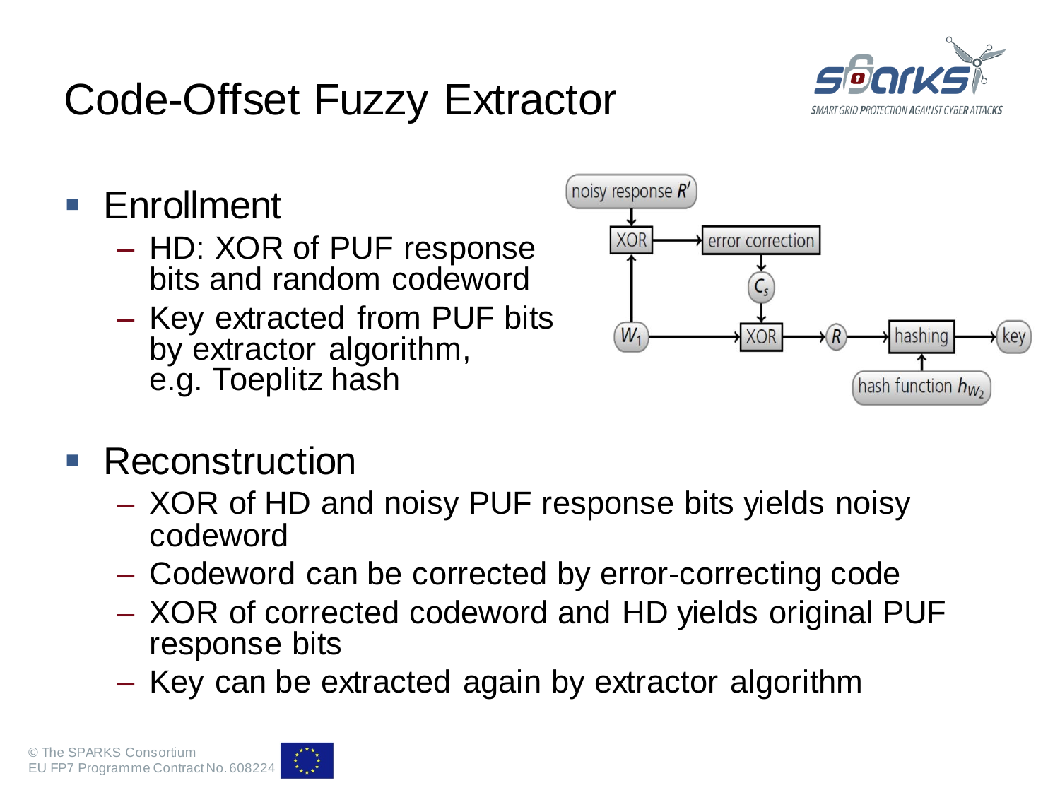# Code-Offset Fuzzy Extractor

- Enrollment
  - HD: XOR of PUF response bits and random codeword
  - Key extracted from PUF bits by extractor algorithm, e.g. Toeplitz hash

- Reconstruction
  - XOR of HD and noisy PUF response bits yields noisy codeword
  - Codeword can be corrected by error-correcting code
  - XOR of corrected codeword and HD yields original PUF response bits
  - Key can be extracted again by extractor algorithm

© The SPARKS Consortium
EU FP7 Programme Contract No. 608224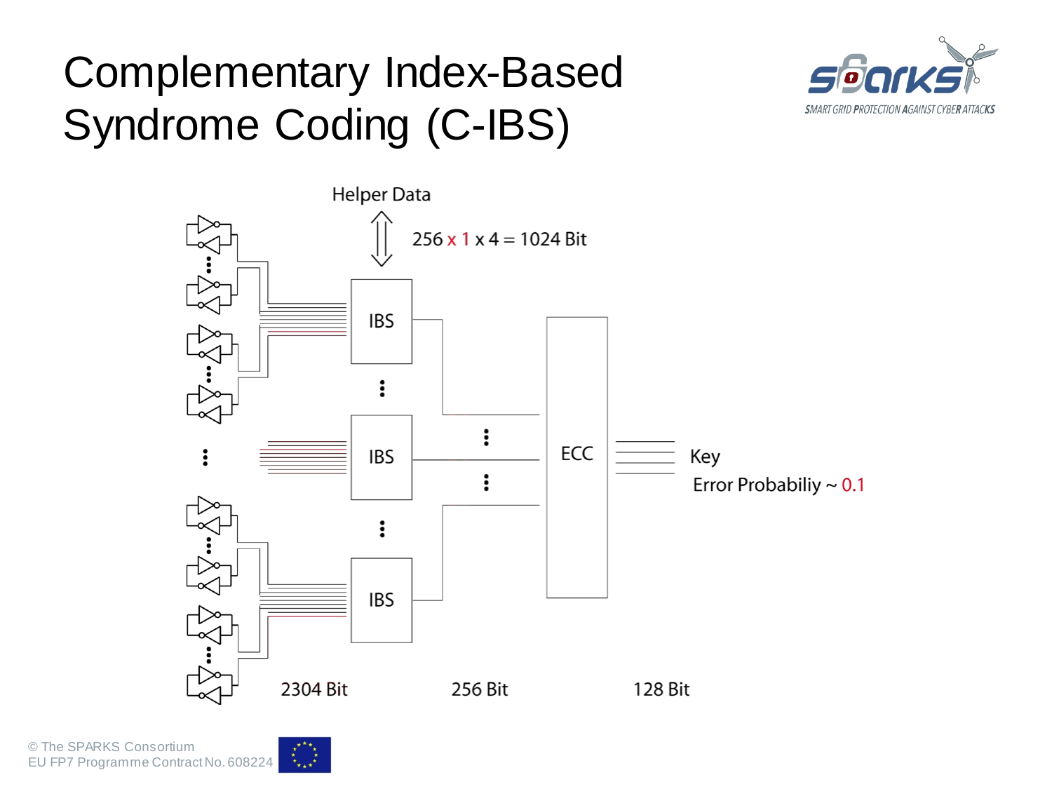# Complementary Index-Based Syndrome Coding (C-IBS)

Helper Data

256 x 1 x 4 = 1024 Bit

IBS

IBS

IBS

ECC

Key

Error Probabiliy ~ 0.1

2304 Bit

256 Bit

128 Bit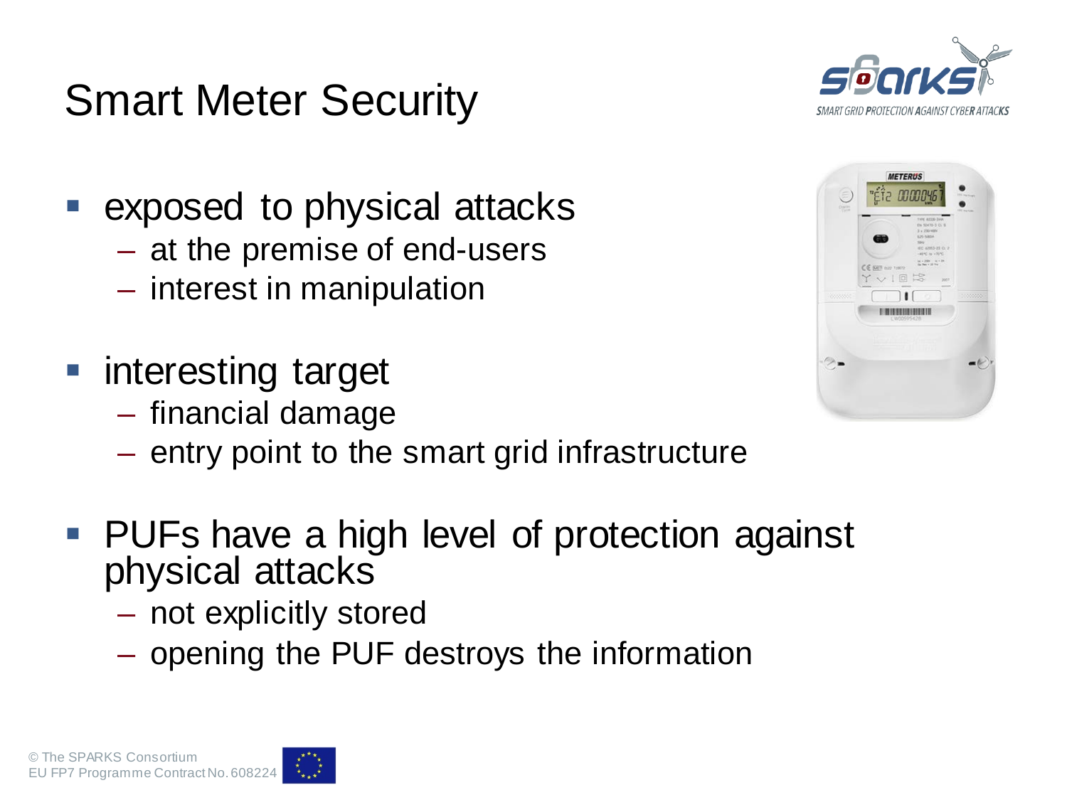# Smart Meter Security

- exposed to physical attacks
  - at the premise of end-users
  - interest in manipulation
- interesting target
  - financial damage
  - entry point to the smart grid infrastructure
- PUFs have a high level of protection against physical attacks
  - not explicitly stored
  - opening the PUF destroys the information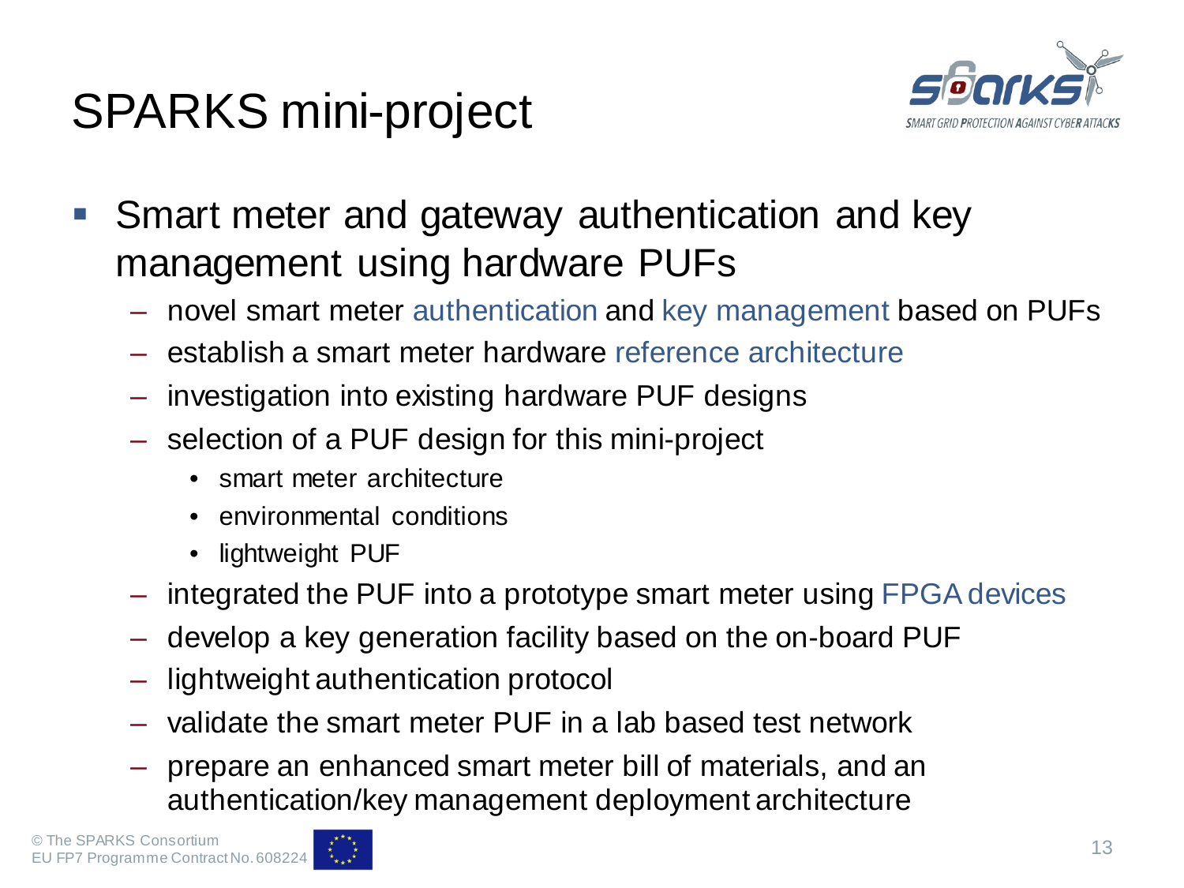# SPARKS mini-project

- Smart meter and gateway authentication and key management using hardware PUFs
  - novel smart meter authentication and key management based on PUFs
  - establish a smart meter hardware reference architecture
  - investigation into existing hardware PUF designs
  - selection of a PUF design for this mini-project
    - smart meter architecture
    - environmental conditions
    - lightweight PUF
  - integrated the PUF into a prototype smart meter using FPGA devices
  - develop a key generation facility based on the on-board PUF
  - lightweight authentication protocol
  - validate the smart meter PUF in a lab based test network
  - prepare an enhanced smart meter bill of materials, and an authentication/key management deployment architecture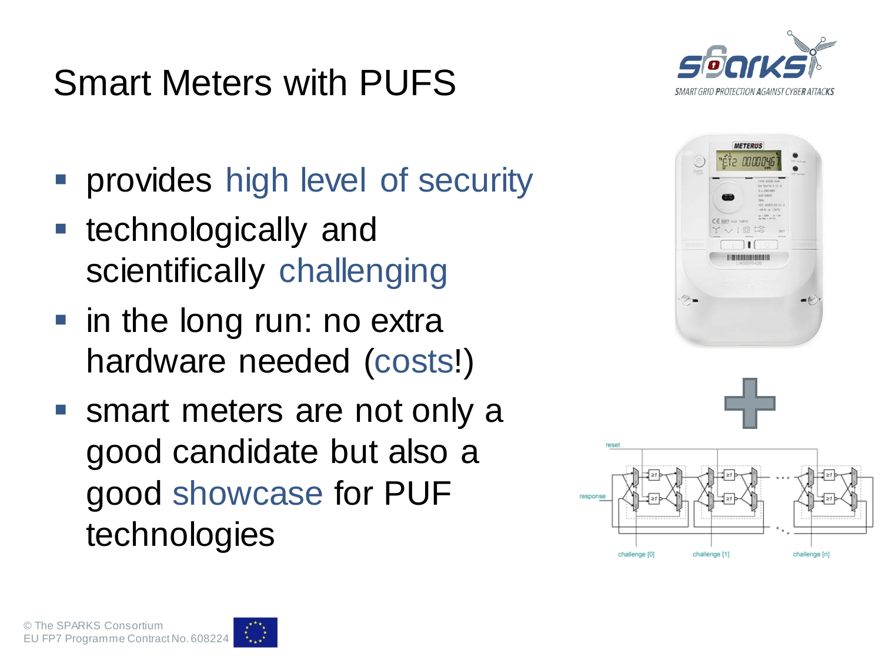# Smart Meters with PUFS

- provides high level of security
- technologically and scientifically challenging
- in the long run: no extra hardware needed (costs!)
- smart meters are not only a good candidate but also a good showcase for PUF technologies

© The SPARKS Consortium
EU FP7 Programme Contract No. 608224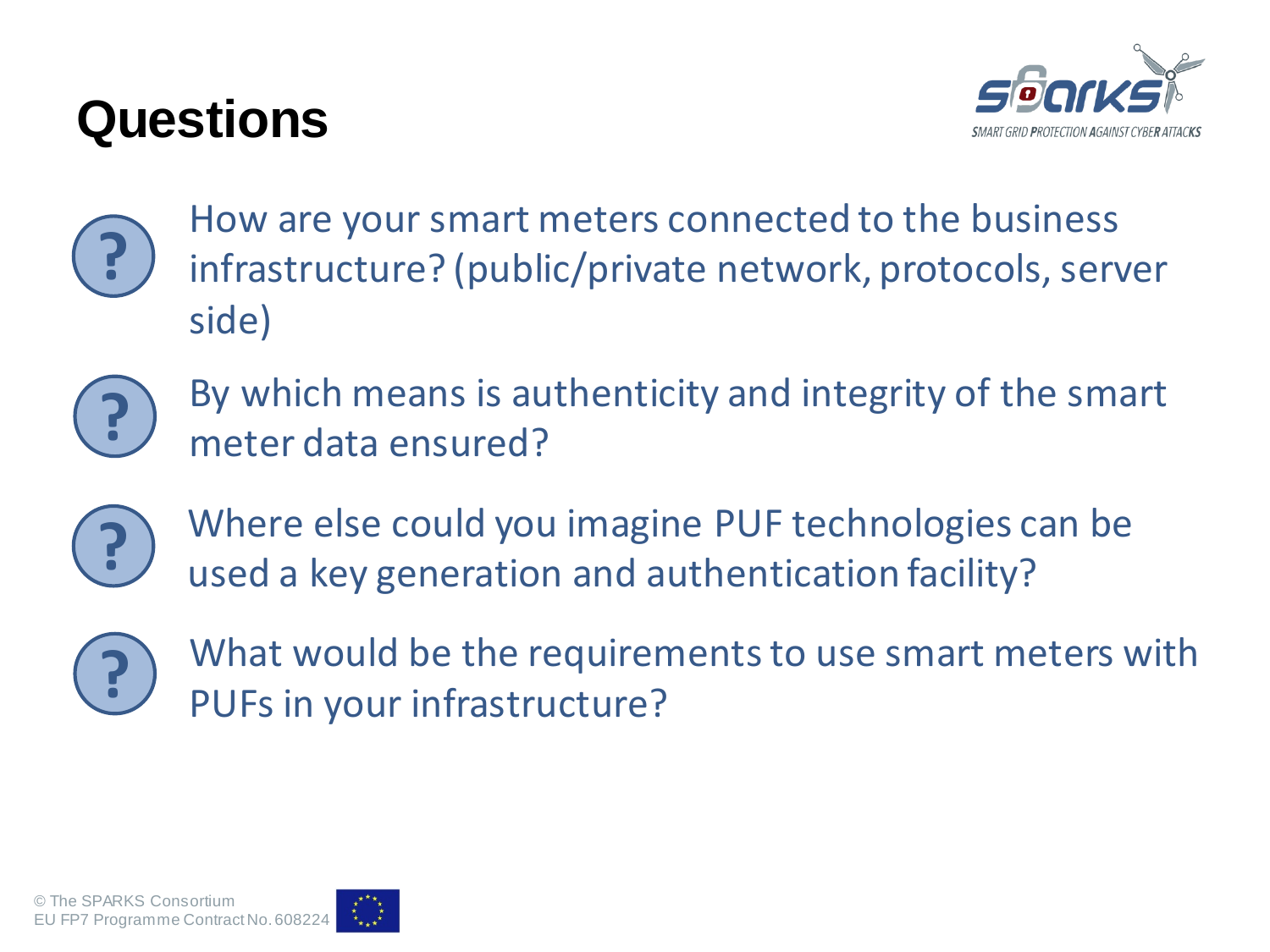# Questions

- How are your smart meters connected to the business infrastructure? (public/private network, protocols, server side)
- By which means is authenticity and integrity of the smart meter data ensured?
- Where else could you imagine PUF technologies can be used a key generation and authentication facility?
- What would be the requirements to use smart meters with PUFs in your infrastructure?

© The SPARKS Consortium
EU FP7 Programme Contract No. 608224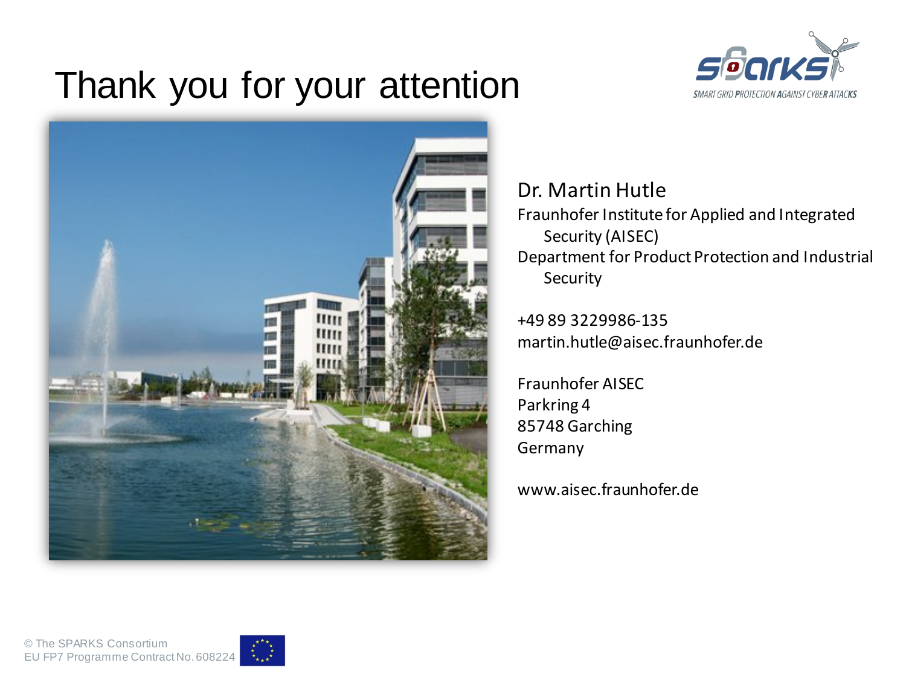# Thank you for your attention

Dr. Martin Hutle
Fraunhofer Institute for Applied and Integrated Security (AISEC)
Department for Product Protection and Industrial Security

+49 89 3229986-135
martin.hutle@aisec.fraunhofer.de

Fraunhofer AISEC
Parkring 4
85748 Garching
Germany

www.aisec.fraunhofer.de

© The SPARKS Consortium
EU FP7 Programme Contract No. 608224